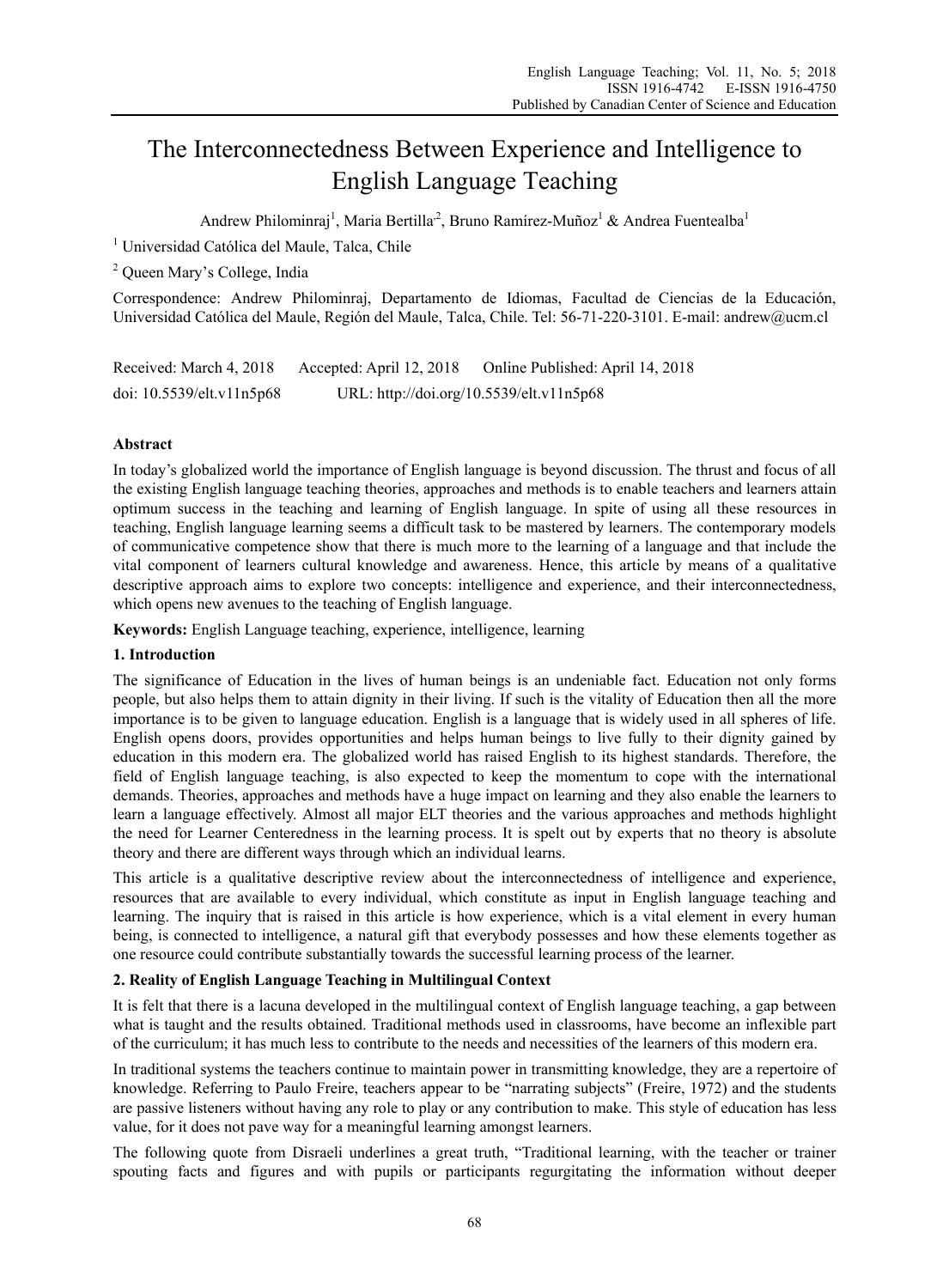# The Interconnectedness Between Experience and Intelligence to English Language Teaching

Andrew Philominraj[1], Maria Bertilla[2], Bruno Ramírez-Muñoz[1] & Andrea Fuentealba[1]

[1] Universidad Católica del Maule, Talca, Chile

[2] Queen Mary's College, India

Correspondence: Andrew Philominraj, Departamento de Idiomas, Facultad de Ciencias de la Educación, Universidad Católica del Maule, Región del Maule, Talca, Chile. Tel: 56-71-220-3101. E-mail: andrew@ucm.cl

Received: March 4, 2018 Accepted: April 12, 2018 Online Published: April 14, 2018

doi: 10.5539/elt.v11n5p68 URL: http://doi.org/10.5539/elt.v11n5p68

## Abstract

In today's globalized world the importance of English language is beyond discussion. The thrust and focus of all the existing English language teaching theories, approaches and methods is to enable teachers and learners attain optimum success in the teaching and learning of English language. In spite of using all these resources in teaching, English language learning seems a difficult task to be mastered by learners. The contemporary models of communicative competence show that there is much more to the learning of a language and that include the vital component of learners cultural knowledge and awareness. Hence, this article by means of a qualitative descriptive approach aims to explore two concepts: intelligence and experience, and their interconnectedness, which opens new avenues to the teaching of English language.

**Keywords:** English Language teaching, experience, intelligence, learning

## 1. Introduction

The significance of Education in the lives of human beings is an undeniable fact. Education not only forms people, but also helps them to attain dignity in their living. If such is the vitality of Education then all the more importance is to be given to language education. English is a language that is widely used in all spheres of life. English opens doors, provides opportunities and helps human beings to live fully to their dignity gained by education in this modern era. The globalized world has raised English to its highest standards. Therefore, the field of English language teaching, is also expected to keep the momentum to cope with the international demands. Theories, approaches and methods have a huge impact on learning and they also enable the learners to learn a language effectively. Almost all major ELT theories and the various approaches and methods highlight the need for Learner Centeredness in the learning process. It is spelt out by experts that no theory is absolute theory and there are different ways through which an individual learns.

This article is a qualitative descriptive review about the interconnectedness of intelligence and experience, resources that are available to every individual, which constitute as input in English language teaching and learning. The inquiry that is raised in this article is how experience, which is a vital element in every human being, is connected to intelligence, a natural gift that everybody possesses and how these elements together as one resource could contribute substantially towards the successful learning process of the learner.

## 2. Reality of English Language Teaching in Multilingual Context

It is felt that there is a lacuna developed in the multilingual context of English language teaching, a gap between what is taught and the results obtained. Traditional methods used in classrooms, have become an inflexible part of the curriculum; it has much less to contribute to the needs and necessities of the learners of this modern era.

In traditional systems the teachers continue to maintain power in transmitting knowledge, they are a repertoire of knowledge. Referring to Paulo Freire, teachers appear to be "narrating subjects" (Freire, 1972) and the students are passive listeners without having any role to play or any contribution to make. This style of education has less value, for it does not pave way for a meaningful learning amongst learners.

The following quote from Disraeli underlines a great truth, "Traditional learning, with the teacher or trainer spouting facts and figures and with pupils or participants regurgitating the information without deeper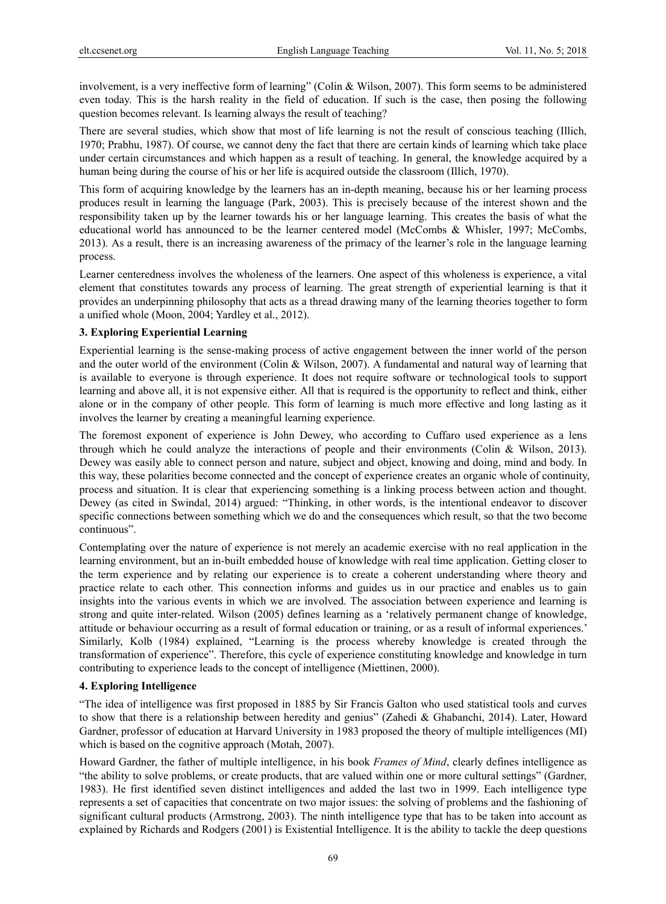involvement, is a very ineffective form of learning" (Colin & Wilson, 2007). This form seems to be administered even today. This is the harsh reality in the field of education. If such is the case, then posing the following question becomes relevant. Is learning always the result of teaching?

There are several studies, which show that most of life learning is not the result of conscious teaching (Illich, 1970; Prabhu, 1987). Of course, we cannot deny the fact that there are certain kinds of learning which take place under certain circumstances and which happen as a result of teaching. In general, the knowledge acquired by a human being during the course of his or her life is acquired outside the classroom (Illich, 1970).

This form of acquiring knowledge by the learners has an in-depth meaning, because his or her learning process produces result in learning the language (Park, 2003). This is precisely because of the interest shown and the responsibility taken up by the learner towards his or her language learning. This creates the basis of what the educational world has announced to be the learner centered model (McCombs & Whisler, 1997; McCombs, 2013). As a result, there is an increasing awareness of the primacy of the learner's role in the language learning process.

Learner centeredness involves the wholeness of the learners. One aspect of this wholeness is experience, a vital element that constitutes towards any process of learning. The great strength of experiential learning is that it provides an underpinning philosophy that acts as a thread drawing many of the learning theories together to form a unified whole (Moon, 2004; Yardley et al., 2012).

## 3. Exploring Experiential Learning

Experiential learning is the sense-making process of active engagement between the inner world of the person and the outer world of the environment (Colin & Wilson, 2007). A fundamental and natural way of learning that is available to everyone is through experience. It does not require software or technological tools to support learning and above all, it is not expensive either. All that is required is the opportunity to reflect and think, either alone or in the company of other people. This form of learning is much more effective and long lasting as it involves the learner by creating a meaningful learning experience.

The foremost exponent of experience is John Dewey, who according to Cuffaro used experience as a lens through which he could analyze the interactions of people and their environments (Colin & Wilson, 2013). Dewey was easily able to connect person and nature, subject and object, knowing and doing, mind and body. In this way, these polarities become connected and the concept of experience creates an organic whole of continuity, process and situation. It is clear that experiencing something is a linking process between action and thought. Dewey (as cited in Swindal, 2014) argued: "Thinking, in other words, is the intentional endeavor to discover specific connections between something which we do and the consequences which result, so that the two become continuous".

Contemplating over the nature of experience is not merely an academic exercise with no real application in the learning environment, but an in-built embedded house of knowledge with real time application. Getting closer to the term experience and by relating our experience is to create a coherent understanding where theory and practice relate to each other. This connection informs and guides us in our practice and enables us to gain insights into the various events in which we are involved. The association between experience and learning is strong and quite inter-related. Wilson (2005) defines learning as a 'relatively permanent change of knowledge, attitude or behaviour occurring as a result of formal education or training, or as a result of informal experiences.' Similarly, Kolb (1984) explained, "Learning is the process whereby knowledge is created through the transformation of experience". Therefore, this cycle of experience constituting knowledge and knowledge in turn contributing to experience leads to the concept of intelligence (Miettinen, 2000).

## 4. Exploring Intelligence

"The idea of intelligence was first proposed in 1885 by Sir Francis Galton who used statistical tools and curves to show that there is a relationship between heredity and genius" (Zahedi & Ghabanchi, 2014). Later, Howard Gardner, professor of education at Harvard University in 1983 proposed the theory of multiple intelligences (MI) which is based on the cognitive approach (Motah, 2007).

Howard Gardner, the father of multiple intelligence, in his book *Frames of Mind*, clearly defines intelligence as "the ability to solve problems, or create products, that are valued within one or more cultural settings" (Gardner, 1983). He first identified seven distinct intelligences and added the last two in 1999. Each intelligence type represents a set of capacities that concentrate on two major issues: the solving of problems and the fashioning of significant cultural products (Armstrong, 2003). The ninth intelligence type that has to be taken into account as explained by Richards and Rodgers (2001) is Existential Intelligence. It is the ability to tackle the deep questions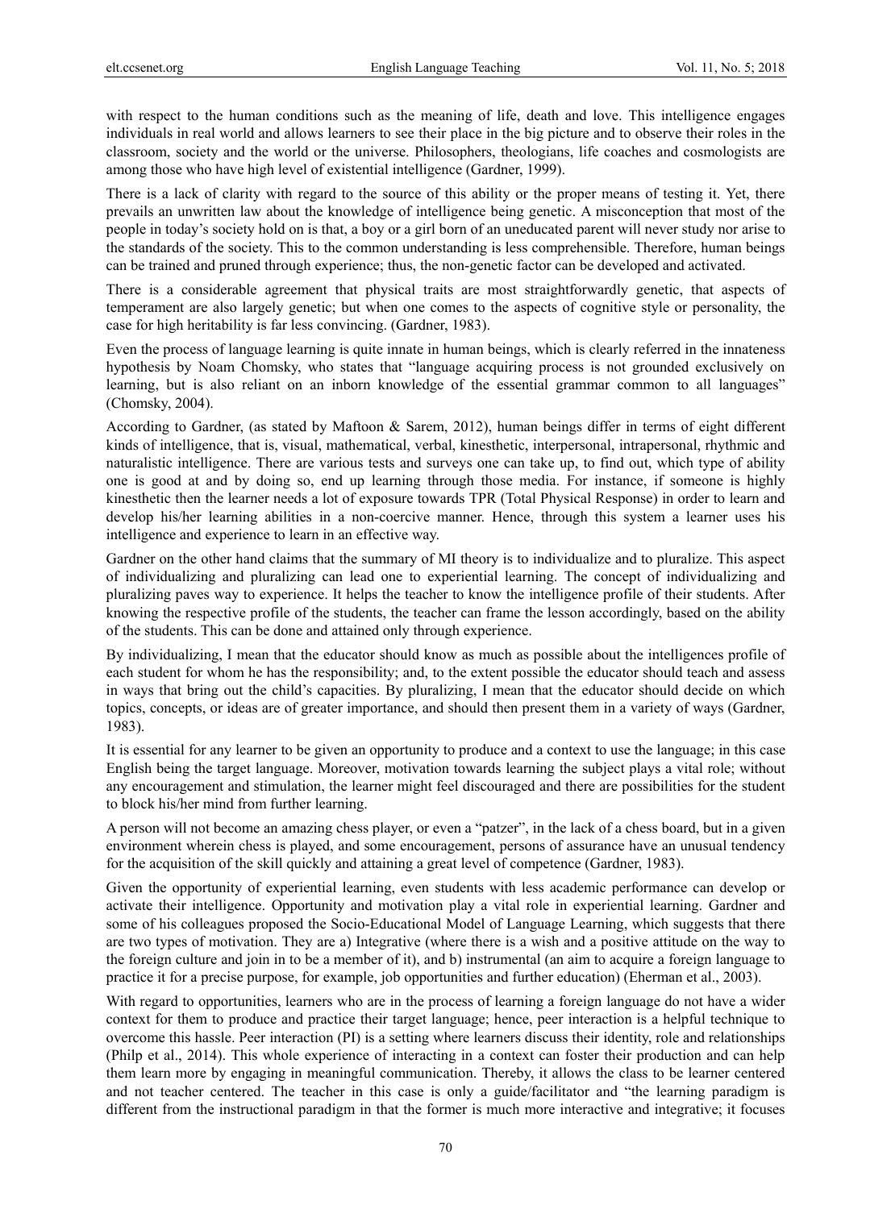with respect to the human conditions such as the meaning of life, death and love. This intelligence engages individuals in real world and allows learners to see their place in the big picture and to observe their roles in the classroom, society and the world or the universe. Philosophers, theologians, life coaches and cosmologists are among those who have high level of existential intelligence (Gardner, 1999).

There is a lack of clarity with regard to the source of this ability or the proper means of testing it. Yet, there prevails an unwritten law about the knowledge of intelligence being genetic. A misconception that most of the people in today's society hold on is that, a boy or a girl born of an uneducated parent will never study nor arise to the standards of the society. This to the common understanding is less comprehensible. Therefore, human beings can be trained and pruned through experience; thus, the non-genetic factor can be developed and activated.

There is a considerable agreement that physical traits are most straightforwardly genetic, that aspects of temperament are also largely genetic; but when one comes to the aspects of cognitive style or personality, the case for high heritability is far less convincing. (Gardner, 1983).

Even the process of language learning is quite innate in human beings, which is clearly referred in the innateness hypothesis by Noam Chomsky, who states that "language acquiring process is not grounded exclusively on learning, but is also reliant on an inborn knowledge of the essential grammar common to all languages" (Chomsky, 2004).

According to Gardner, (as stated by Maftoon & Sarem, 2012), human beings differ in terms of eight different kinds of intelligence, that is, visual, mathematical, verbal, kinesthetic, interpersonal, intrapersonal, rhythmic and naturalistic intelligence. There are various tests and surveys one can take up, to find out, which type of ability one is good at and by doing so, end up learning through those media. For instance, if someone is highly kinesthetic then the learner needs a lot of exposure towards TPR (Total Physical Response) in order to learn and develop his/her learning abilities in a non-coercive manner. Hence, through this system a learner uses his intelligence and experience to learn in an effective way.

Gardner on the other hand claims that the summary of MI theory is to individualize and to pluralize. This aspect of individualizing and pluralizing can lead one to experiential learning. The concept of individualizing and pluralizing paves way to experience. It helps the teacher to know the intelligence profile of their students. After knowing the respective profile of the students, the teacher can frame the lesson accordingly, based on the ability of the students. This can be done and attained only through experience.

By individualizing, I mean that the educator should know as much as possible about the intelligences profile of each student for whom he has the responsibility; and, to the extent possible the educator should teach and assess in ways that bring out the child's capacities. By pluralizing, I mean that the educator should decide on which topics, concepts, or ideas are of greater importance, and should then present them in a variety of ways (Gardner, 1983).

It is essential for any learner to be given an opportunity to produce and a context to use the language; in this case English being the target language. Moreover, motivation towards learning the subject plays a vital role; without any encouragement and stimulation, the learner might feel discouraged and there are possibilities for the student to block his/her mind from further learning.

A person will not become an amazing chess player, or even a "patzer", in the lack of a chess board, but in a given environment wherein chess is played, and some encouragement, persons of assurance have an unusual tendency for the acquisition of the skill quickly and attaining a great level of competence (Gardner, 1983).

Given the opportunity of experiential learning, even students with less academic performance can develop or activate their intelligence. Opportunity and motivation play a vital role in experiential learning. Gardner and some of his colleagues proposed the Socio-Educational Model of Language Learning, which suggests that there are two types of motivation. They are a) Integrative (where there is a wish and a positive attitude on the way to the foreign culture and join in to be a member of it), and b) instrumental (an aim to acquire a foreign language to practice it for a precise purpose, for example, job opportunities and further education) (Eherman et al., 2003).

With regard to opportunities, learners who are in the process of learning a foreign language do not have a wider context for them to produce and practice their target language; hence, peer interaction is a helpful technique to overcome this hassle. Peer interaction (PI) is a setting where learners discuss their identity, role and relationships (Philp et al., 2014). This whole experience of interacting in a context can foster their production and can help them learn more by engaging in meaningful communication. Thereby, it allows the class to be learner centered and not teacher centered. The teacher in this case is only a guide/facilitator and "the learning paradigm is different from the instructional paradigm in that the former is much more interactive and integrative; it focuses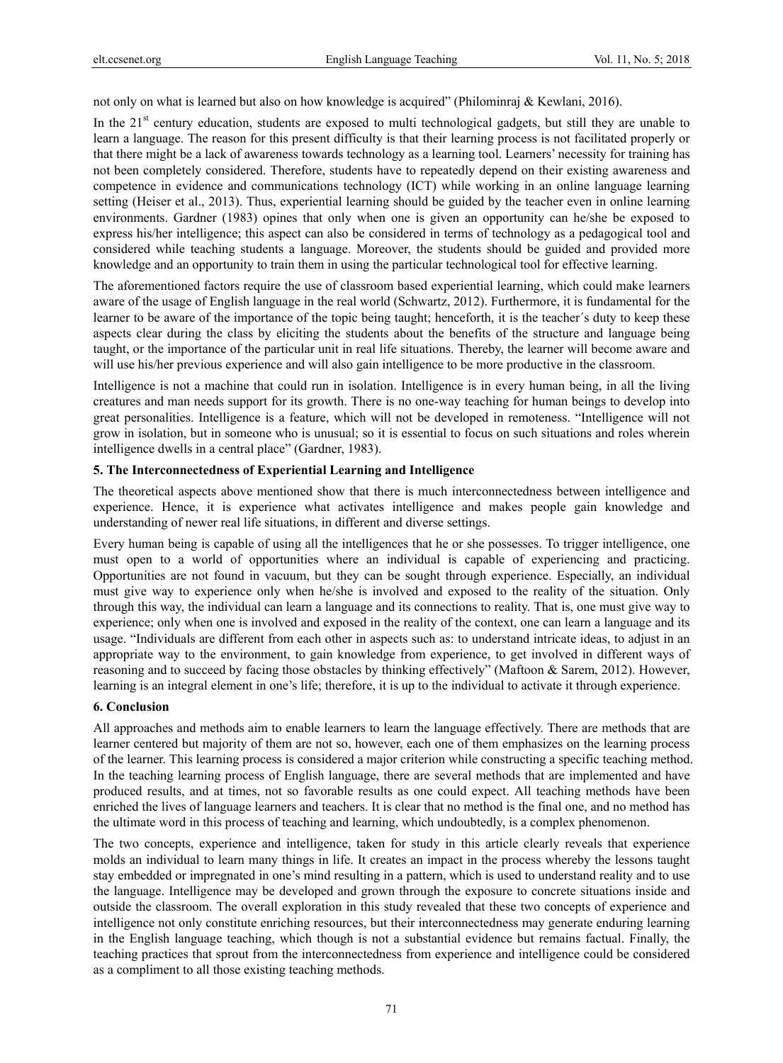not only on what is learned but also on how knowledge is acquired" (Philominraj & Kewlani, 2016).

In the 21st century education, students are exposed to multi technological gadgets, but still they are unable to learn a language. The reason for this present difficulty is that their learning process is not facilitated properly or that there might be a lack of awareness towards technology as a learning tool. Learners' necessity for training has not been completely considered. Therefore, students have to repeatedly depend on their existing awareness and competence in evidence and communications technology (ICT) while working in an online language learning setting (Heiser et al., 2013). Thus, experiential learning should be guided by the teacher even in online learning environments. Gardner (1983) opines that only when one is given an opportunity can he/she be exposed to express his/her intelligence; this aspect can also be considered in terms of technology as a pedagogical tool and considered while teaching students a language. Moreover, the students should be guided and provided more knowledge and an opportunity to train them in using the particular technological tool for effective learning.

The aforementioned factors require the use of classroom based experiential learning, which could make learners aware of the usage of English language in the real world (Schwartz, 2012). Furthermore, it is fundamental for the learner to be aware of the importance of the topic being taught; henceforth, it is the teacher´s duty to keep these aspects clear during the class by eliciting the students about the benefits of the structure and language being taught, or the importance of the particular unit in real life situations. Thereby, the learner will become aware and will use his/her previous experience and will also gain intelligence to be more productive in the classroom.

Intelligence is not a machine that could run in isolation. Intelligence is in every human being, in all the living creatures and man needs support for its growth. There is no one-way teaching for human beings to develop into great personalities. Intelligence is a feature, which will not be developed in remoteness. "Intelligence will not grow in isolation, but in someone who is unusual; so it is essential to focus on such situations and roles wherein intelligence dwells in a central place" (Gardner, 1983).

## 5. The Interconnectedness of Experiential Learning and Intelligence

The theoretical aspects above mentioned show that there is much interconnectedness between intelligence and experience. Hence, it is experience what activates intelligence and makes people gain knowledge and understanding of newer real life situations, in different and diverse settings.

Every human being is capable of using all the intelligences that he or she possesses. To trigger intelligence, one must open to a world of opportunities where an individual is capable of experiencing and practicing. Opportunities are not found in vacuum, but they can be sought through experience. Especially, an individual must give way to experience only when he/she is involved and exposed to the reality of the situation. Only through this way, the individual can learn a language and its connections to reality. That is, one must give way to experience; only when one is involved and exposed in the reality of the context, one can learn a language and its usage. "Individuals are different from each other in aspects such as: to understand intricate ideas, to adjust in an appropriate way to the environment, to gain knowledge from experience, to get involved in different ways of reasoning and to succeed by facing those obstacles by thinking effectively" (Maftoon & Sarem, 2012). However, learning is an integral element in one's life; therefore, it is up to the individual to activate it through experience.

## 6. Conclusion

All approaches and methods aim to enable learners to learn the language effectively. There are methods that are learner centered but majority of them are not so, however, each one of them emphasizes on the learning process of the learner. This learning process is considered a major criterion while constructing a specific teaching method. In the teaching learning process of English language, there are several methods that are implemented and have produced results, and at times, not so favorable results as one could expect. All teaching methods have been enriched the lives of language learners and teachers. It is clear that no method is the final one, and no method has the ultimate word in this process of teaching and learning, which undoubtedly, is a complex phenomenon.

The two concepts, experience and intelligence, taken for study in this article clearly reveals that experience molds an individual to learn many things in life. It creates an impact in the process whereby the lessons taught stay embedded or impregnated in one's mind resulting in a pattern, which is used to understand reality and to use the language. Intelligence may be developed and grown through the exposure to concrete situations inside and outside the classroom. The overall exploration in this study revealed that these two concepts of experience and intelligence not only constitute enriching resources, but their interconnectedness may generate enduring learning in the English language teaching, which though is not a substantial evidence but remains factual. Finally, the teaching practices that sprout from the interconnectedness from experience and intelligence could be considered as a compliment to all those existing teaching methods.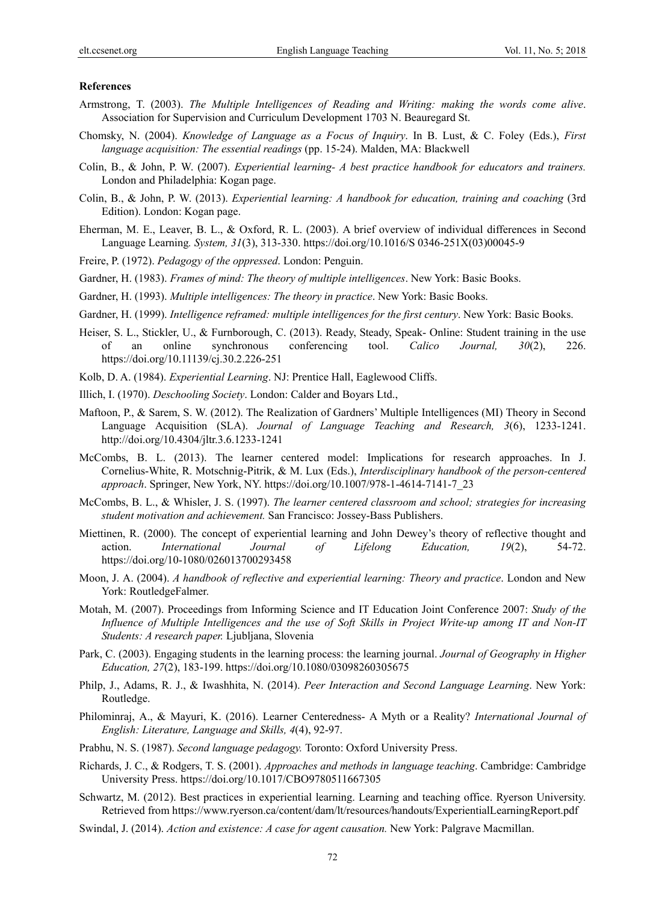**References**

Armstrong, T. (2003). *The Multiple Intelligences of Reading and Writing: making the words come alive*. Association for Supervision and Curriculum Development 1703 N. Beauregard St.

Chomsky, N. (2004). *Knowledge of Language as a Focus of Inquiry*. In B. Lust, & C. Foley (Eds.), *First language acquisition: The essential readings* (pp. 15-24). Malden, MA: Blackwell

Colin, B., & John, P. W. (2007). *Experiential learning- A best practice handbook for educators and trainers.* London and Philadelphia: Kogan page.

Colin, B., & John, P. W. (2013). *Experiential learning: A handbook for education, training and coaching* (3rd Edition). London: Kogan page.

Eherman, M. E., Leaver, B. L., & Oxford, R. L. (2003). A brief overview of individual differences in Second Language Learning*. System, 31*(3), 313-330. https://doi.org/10.1016/S 0346-251X(03)00045-9

Freire, P. (1972). *Pedagogy of the oppressed*. London: Penguin.

Gardner, H. (1983). *Frames of mind: The theory of multiple intelligences*. New York: Basic Books.

Gardner, H. (1993). *Multiple intelligences: The theory in practice*. New York: Basic Books.

Gardner, H. (1999). *Intelligence reframed: multiple intelligences for the first century*. New York: Basic Books.

Heiser, S. L., Stickler, U., & Furnborough, C. (2013). Ready, Steady, Speak- Online: Student training in the use of an online synchronous conferencing tool. *Calico Journal, 30*(2), 226. https://doi.org/10.11139/cj.30.2.226-251

Kolb, D. A. (1984). *Experiential Learning*. NJ: Prentice Hall, Eaglewood Cliffs.

Illich, I. (1970). *Deschooling Society*. London: Calder and Boyars Ltd.,

Maftoon, P., & Sarem, S. W. (2012). The Realization of Gardners' Multiple Intelligences (MI) Theory in Second Language Acquisition (SLA). *Journal of Language Teaching and Research, 3*(6), 1233-1241. http://doi.org/10.4304/jltr.3.6.1233-1241

McCombs, B. L. (2013). The learner centered model: Implications for research approaches. In J. Cornelius-White, R. Motschnig-Pitrik, & M. Lux (Eds.), *Interdisciplinary handbook of the person-centered approach*. Springer, New York, NY. https://doi.org/10.1007/978-1-4614-7141-7_23

McCombs, B. L., & Whisler, J. S. (1997). *The learner centered classroom and school; strategies for increasing student motivation and achievement.* San Francisco: Jossey-Bass Publishers.

Miettinen, R. (2000). The concept of experiential learning and John Dewey's theory of reflective thought and action. *International Journal of Lifelong Education, 19*(2), 54-72. https://doi.org/10-1080/026013700293458

Moon, J. A. (2004). *A handbook of reflective and experiential learning: Theory and practice*. London and New York: RoutledgeFalmer.

Motah, M. (2007). Proceedings from Informing Science and IT Education Joint Conference 2007: *Study of the Influence of Multiple Intelligences and the use of Soft Skills in Project Write-up among IT and Non-IT Students: A research paper.* Ljubljana, Slovenia

Park, C. (2003). Engaging students in the learning process: the learning journal. *Journal of Geography in Higher Education, 27*(2), 183-199. https://doi.org/10.1080/03098260305675

Philp, J., Adams, R. J., & Iwashhita, N. (2014). *Peer Interaction and Second Language Learning*. New York: Routledge.

Philominraj, A., & Mayuri, K. (2016). Learner Centeredness- A Myth or a Reality? *International Journal of English: Literature, Language and Skills, 4*(4), 92-97.

Prabhu, N. S. (1987). *Second language pedagogy.* Toronto: Oxford University Press.

Richards, J. C., & Rodgers, T. S. (2001). *Approaches and methods in language teaching*. Cambridge: Cambridge University Press. https://doi.org/10.1017/CBO9780511667305

Schwartz, M. (2012). Best practices in experiential learning. Learning and teaching office. Ryerson University. Retrieved from https://www.ryerson.ca/content/dam/lt/resources/handouts/ExperientialLearningReport.pdf

Swindal, J. (2014). *Action and existence: A case for agent causation.* New York: Palgrave Macmillan.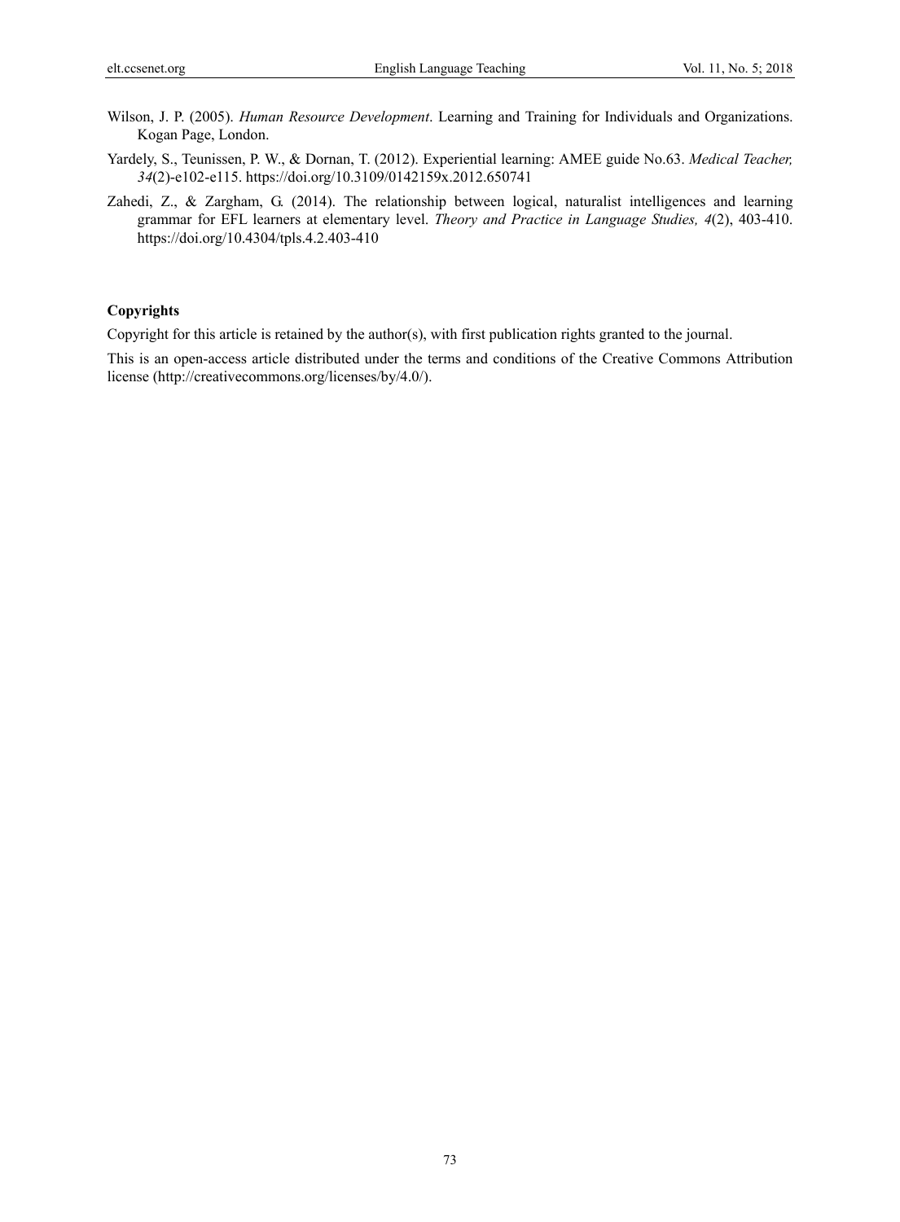Wilson, J. P. (2005). *Human Resource Development*. Learning and Training for Individuals and Organizations. Kogan Page, London.

Yardely, S., Teunissen, P. W., & Dornan, T. (2012). Experiential learning: AMEE guide No.63. *Medical Teacher, 34*(2)-e102-e115. https://doi.org/10.3109/0142159x.2012.650741

Zahedi, Z., & Zargham, G. (2014). The relationship between logical, naturalist intelligences and learning grammar for EFL learners at elementary level. *Theory and Practice in Language Studies, 4*(2), 403-410. https://doi.org/10.4304/tpls.4.2.403-410

**Copyrights**

Copyright for this article is retained by the author(s), with first publication rights granted to the journal.

This is an open-access article distributed under the terms and conditions of the Creative Commons Attribution license (http://creativecommons.org/licenses/by/4.0/).